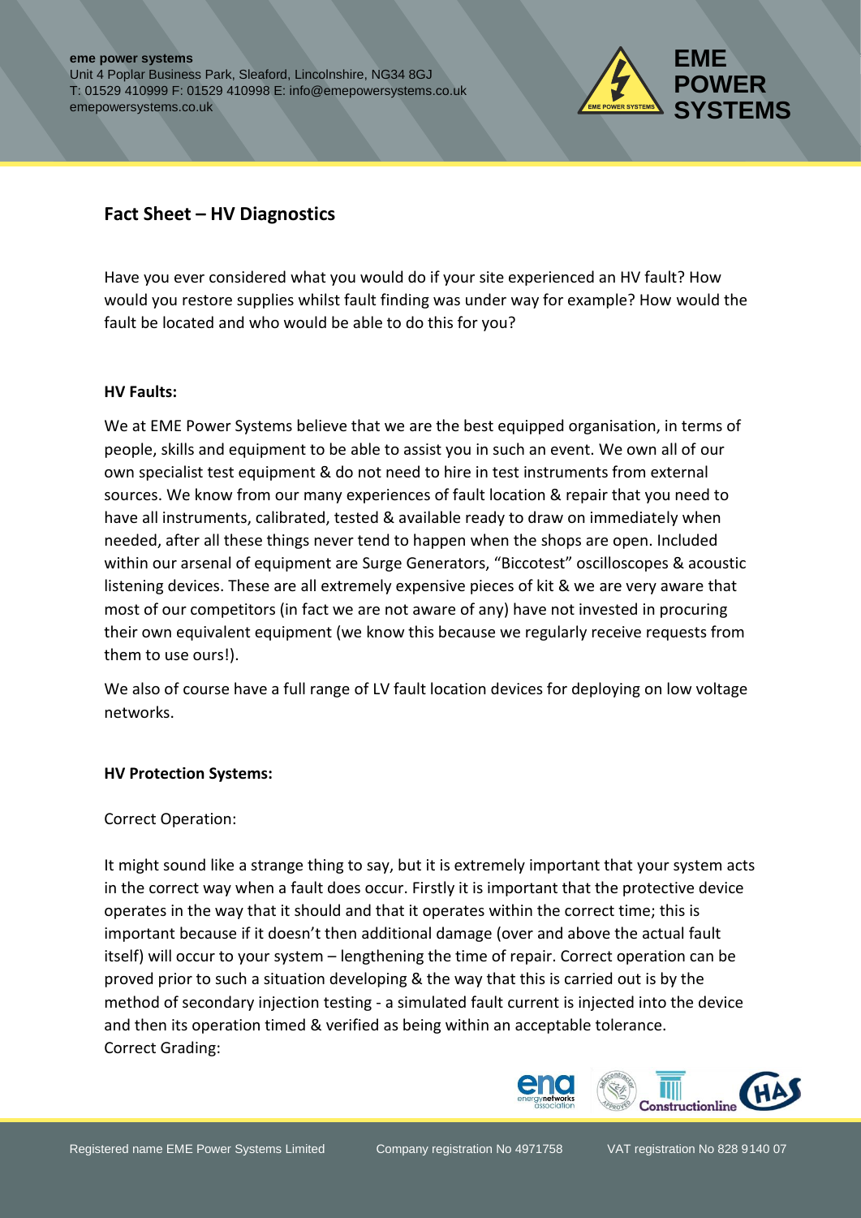**eme power systems**
Unit 4 Poplar Business Park, Sleaford, Lincolnshire, NG34 8GJ
T: 01529 410999 F: 01529 410998 E: info@emepowersystems.co.uk
emepowersystems.co.uk

## Fact Sheet – HV Diagnostics

Have you ever considered what you would do if your site experienced an HV fault? How would you restore supplies whilst fault finding was under way for example? How would the fault be located and who would be able to do this for you?

### HV Faults:

We at EME Power Systems believe that we are the best equipped organisation, in terms of people, skills and equipment to be able to assist you in such an event. We own all of our own specialist test equipment & do not need to hire in test instruments from external sources. We know from our many experiences of fault location & repair that you need to have all instruments, calibrated, tested & available ready to draw on immediately when needed, after all these things never tend to happen when the shops are open. Included within our arsenal of equipment are Surge Generators, "Biccotest" oscilloscopes & acoustic listening devices. These are all extremely expensive pieces of kit & we are very aware that most of our competitors (in fact we are not aware of any) have not invested in procuring their own equivalent equipment (we know this because we regularly receive requests from them to use ours!).

We also of course have a full range of LV fault location devices for deploying on low voltage networks.

### HV Protection Systems:

Correct Operation:

It might sound like a strange thing to say, but it is extremely important that your system acts in the correct way when a fault does occur. Firstly it is important that the protective device operates in the way that it should and that it operates within the correct time; this is important because if it doesn't then additional damage (over and above the actual fault itself) will occur to your system – lengthening the time of repair. Correct operation can be proved prior to such a situation developing & the way that this is carried out is by the method of secondary injection testing - a simulated fault current is injected into the device and then its operation timed & verified as being within an acceptable tolerance.

Correct Grading: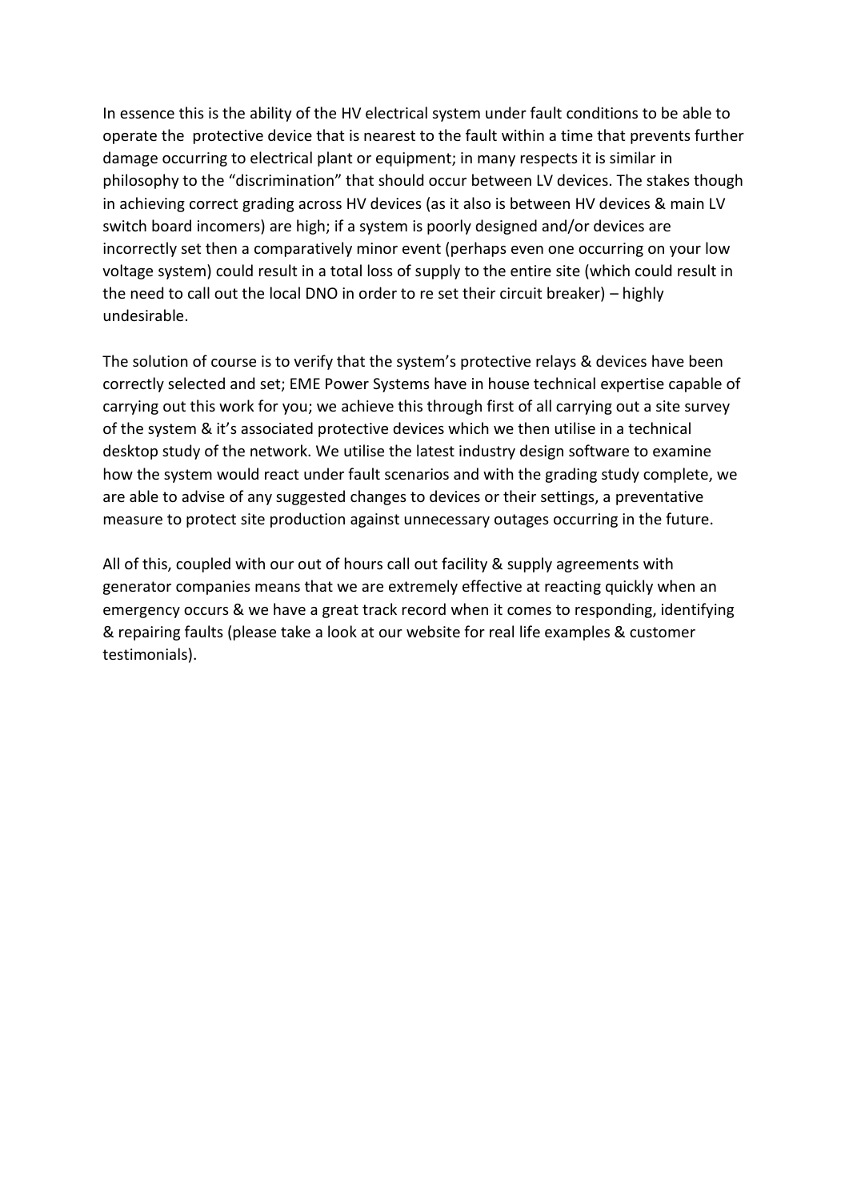In essence this is the ability of the HV electrical system under fault conditions to be able to operate the protective device that is nearest to the fault within a time that prevents further damage occurring to electrical plant or equipment; in many respects it is similar in philosophy to the "discrimination" that should occur between LV devices. The stakes though in achieving correct grading across HV devices (as it also is between HV devices & main LV switch board incomers) are high; if a system is poorly designed and/or devices are incorrectly set then a comparatively minor event (perhaps even one occurring on your low voltage system) could result in a total loss of supply to the entire site (which could result in the need to call out the local DNO in order to re set their circuit breaker) – highly undesirable.

The solution of course is to verify that the system's protective relays & devices have been correctly selected and set; EME Power Systems have in house technical expertise capable of carrying out this work for you; we achieve this through first of all carrying out a site survey of the system & it's associated protective devices which we then utilise in a technical desktop study of the network. We utilise the latest industry design software to examine how the system would react under fault scenarios and with the grading study complete, we are able to advise of any suggested changes to devices or their settings, a preventative measure to protect site production against unnecessary outages occurring in the future.

All of this, coupled with our out of hours call out facility & supply agreements with generator companies means that we are extremely effective at reacting quickly when an emergency occurs & we have a great track record when it comes to responding, identifying & repairing faults (please take a look at our website for real life examples & customer testimonials).